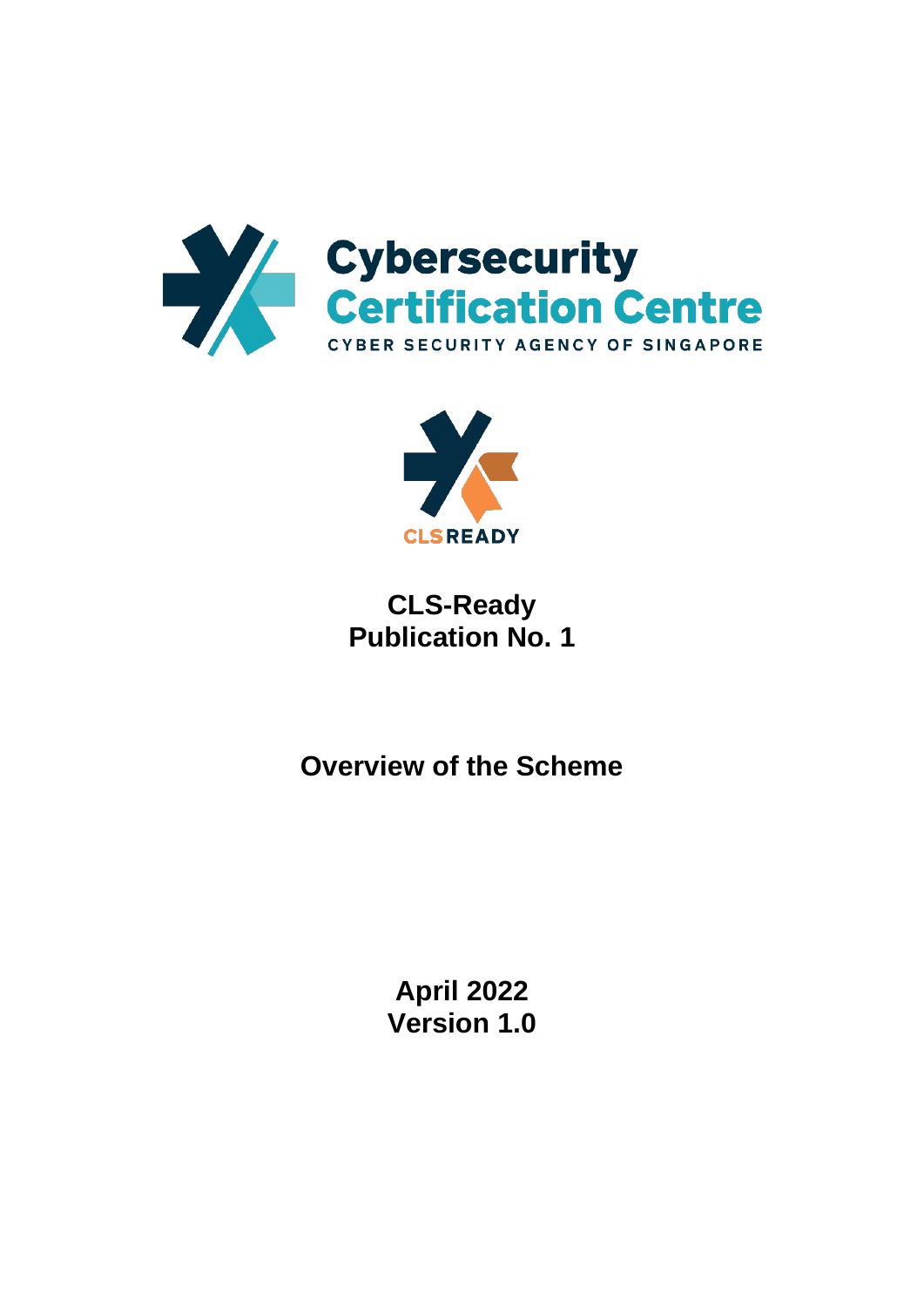Cybersecurity Certification Centre

CYBER SECURITY AGENCY OF SINGAPORE

CLSREADY

# CLS-Ready Publication No. 1

## Overview of the Scheme

**April 2022**
**Version 1.0**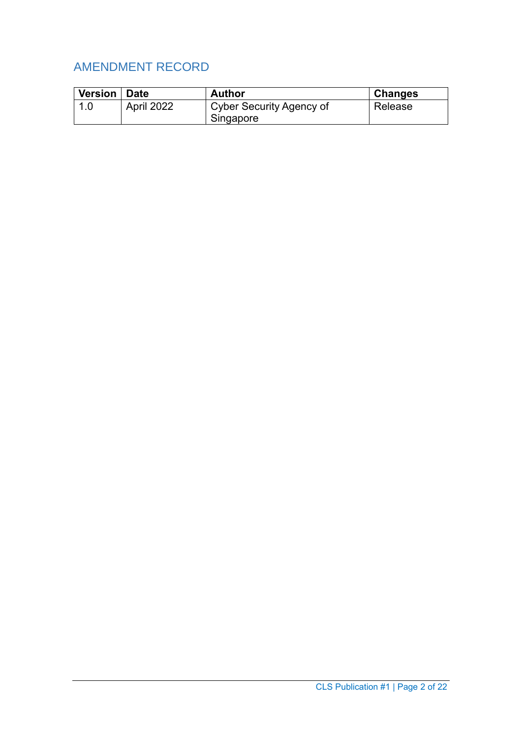## AMENDMENT RECORD

| Version | Date | Author | Changes |
|---|---|---|---|
| 1.0 | April 2022 | Cyber Security Agency of Singapore | Release |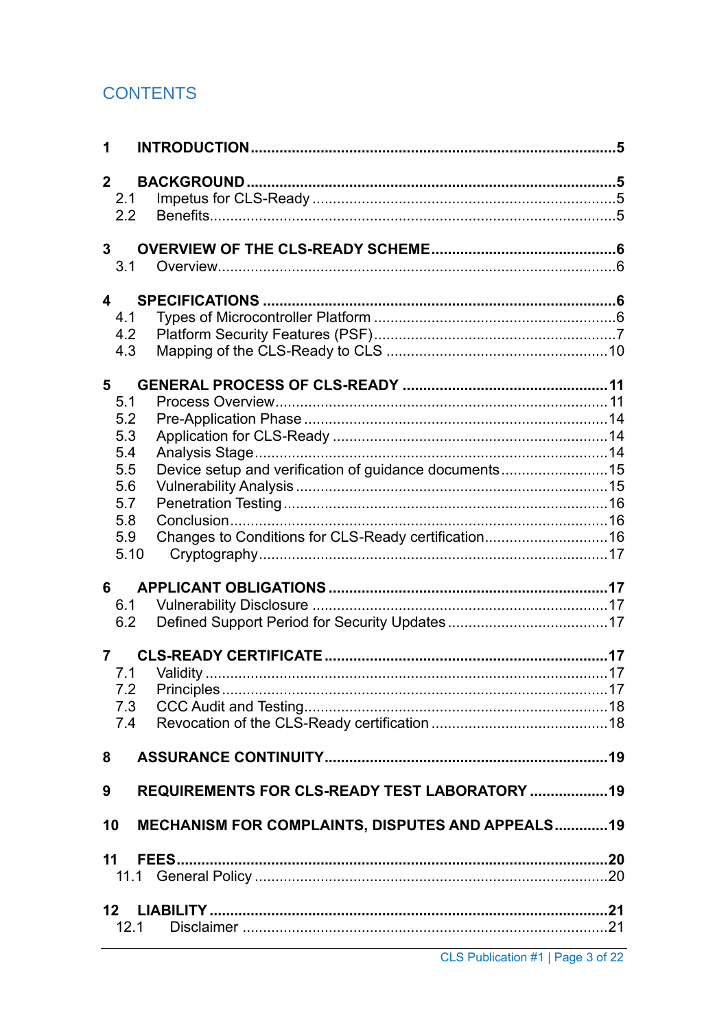## CONTENTS

**1 INTRODUCTION** ......................................................................................... **5**

**2 BACKGROUND** ......................................................................................... **5**
- 2.1 Impetus for CLS-Ready ......................................................................... 5
- 2.2 Benefits ................................................................................................. 5

**3 OVERVIEW OF THE CLS-READY SCHEME** ............................................. **6**
- 3.1 Overview ............................................................................................... 6

**4 SPECIFICATIONS** ..................................................................................... **6**
- 4.1 Types of Microcontroller Platform ......................................................... 6
- 4.2 Platform Security Features (PSF) ......................................................... 7
- 4.3 Mapping of the CLS-Ready to CLS ...................................................... 10

**5 GENERAL PROCESS OF CLS-READY** .................................................. **11**
- 5.1 Process Overview ................................................................................ 11
- 5.2 Pre-Application Phase ......................................................................... 14
- 5.3 Application for CLS-Ready ................................................................... 14
- 5.4 Analysis Stage ..................................................................................... 14
- 5.5 Device setup and verification of guidance documents .......................... 15
- 5.6 Vulnerability Analysis ........................................................................... 15
- 5.7 Penetration Testing .............................................................................. 16
- 5.8 Conclusion ........................................................................................... 16
- 5.9 Changes to Conditions for CLS-Ready certification ............................... 16
- 5.10 Cryptography ..................................................................................... 17

**6 APPLICANT OBLIGATIONS** ................................................................... **17**
- 6.1 Vulnerability Disclosure ....................................................................... 17
- 6.2 Defined Support Period for Security Updates ....................................... 17

**7 CLS-READY CERTIFICATE** ..................................................................... **17**
- 7.1 Validity ................................................................................................. 17
- 7.2 Principles ............................................................................................. 17
- 7.3 CCC Audit and Testing ......................................................................... 18
- 7.4 Revocation of the CLS-Ready certification ........................................... 18

**8 ASSURANCE CONTINUITY** ..................................................................... **19**

**9 REQUIREMENTS FOR CLS-READY TEST LABORATORY** ................... **19**

**10 MECHANISM FOR COMPLAINTS, DISPUTES AND APPEALS** ............. **19**

**11 FEES** ........................................................................................................ **20**
- 11.1 General Policy .................................................................................... 20

**12 LIABILITY** ................................................................................................ **21**
- 12.1 Disclaimer ........................................................................................... 21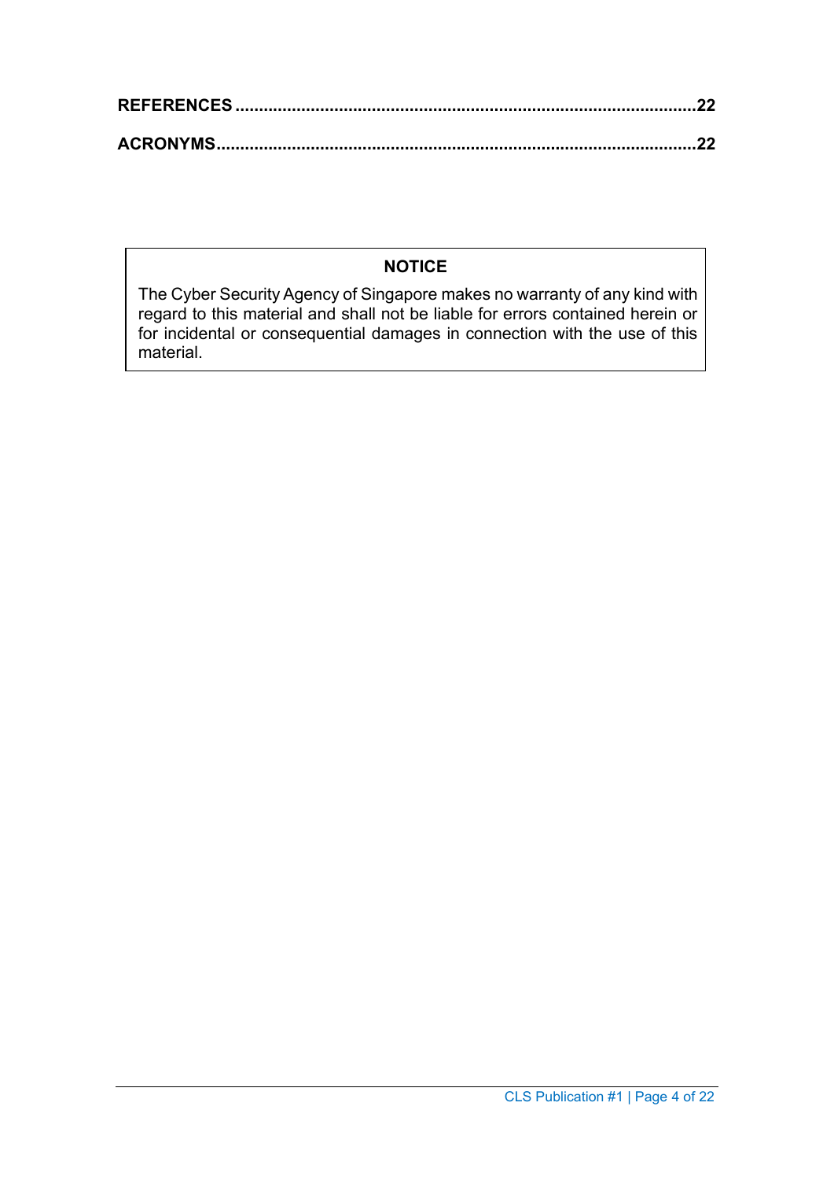**REFERENCES** ........................................................................................................ **22**

**ACRONYMS** ........................................................................................................... **22**

**NOTICE**

The Cyber Security Agency of Singapore makes no warranty of any kind with regard to this material and shall not be liable for errors contained herein or for incidental or consequential damages in connection with the use of this material.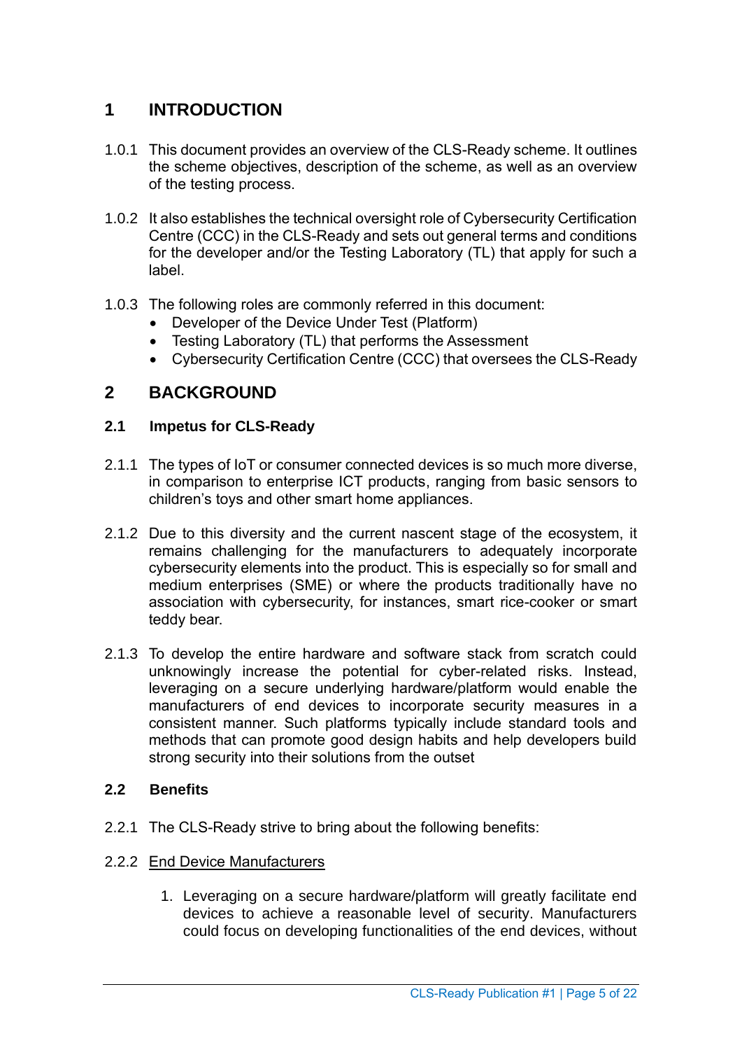# 1 INTRODUCTION

1.0.1 This document provides an overview of the CLS-Ready scheme. It outlines the scheme objectives, description of the scheme, as well as an overview of the testing process.

1.0.2 It also establishes the technical oversight role of Cybersecurity Certification Centre (CCC) in the CLS-Ready and sets out general terms and conditions for the developer and/or the Testing Laboratory (TL) that apply for such a label.

1.0.3 The following roles are commonly referred in this document:

- Developer of the Device Under Test (Platform)
- Testing Laboratory (TL) that performs the Assessment
- Cybersecurity Certification Centre (CCC) that oversees the CLS-Ready

# 2 BACKGROUND

## 2.1 Impetus for CLS-Ready

2.1.1 The types of IoT or consumer connected devices is so much more diverse, in comparison to enterprise ICT products, ranging from basic sensors to children's toys and other smart home appliances.

2.1.2 Due to this diversity and the current nascent stage of the ecosystem, it remains challenging for the manufacturers to adequately incorporate cybersecurity elements into the product. This is especially so for small and medium enterprises (SME) or where the products traditionally have no association with cybersecurity, for instances, smart rice-cooker or smart teddy bear.

2.1.3 To develop the entire hardware and software stack from scratch could unknowingly increase the potential for cyber-related risks. Instead, leveraging on a secure underlying hardware/platform would enable the manufacturers of end devices to incorporate security measures in a consistent manner. Such platforms typically include standard tools and methods that can promote good design habits and help developers build strong security into their solutions from the outset

## 2.2 Benefits

2.2.1 The CLS-Ready strive to bring about the following benefits:

2.2.2 <u>End Device Manufacturers</u>

1. Leveraging on a secure hardware/platform will greatly facilitate end devices to achieve a reasonable level of security. Manufacturers could focus on developing functionalities of the end devices, without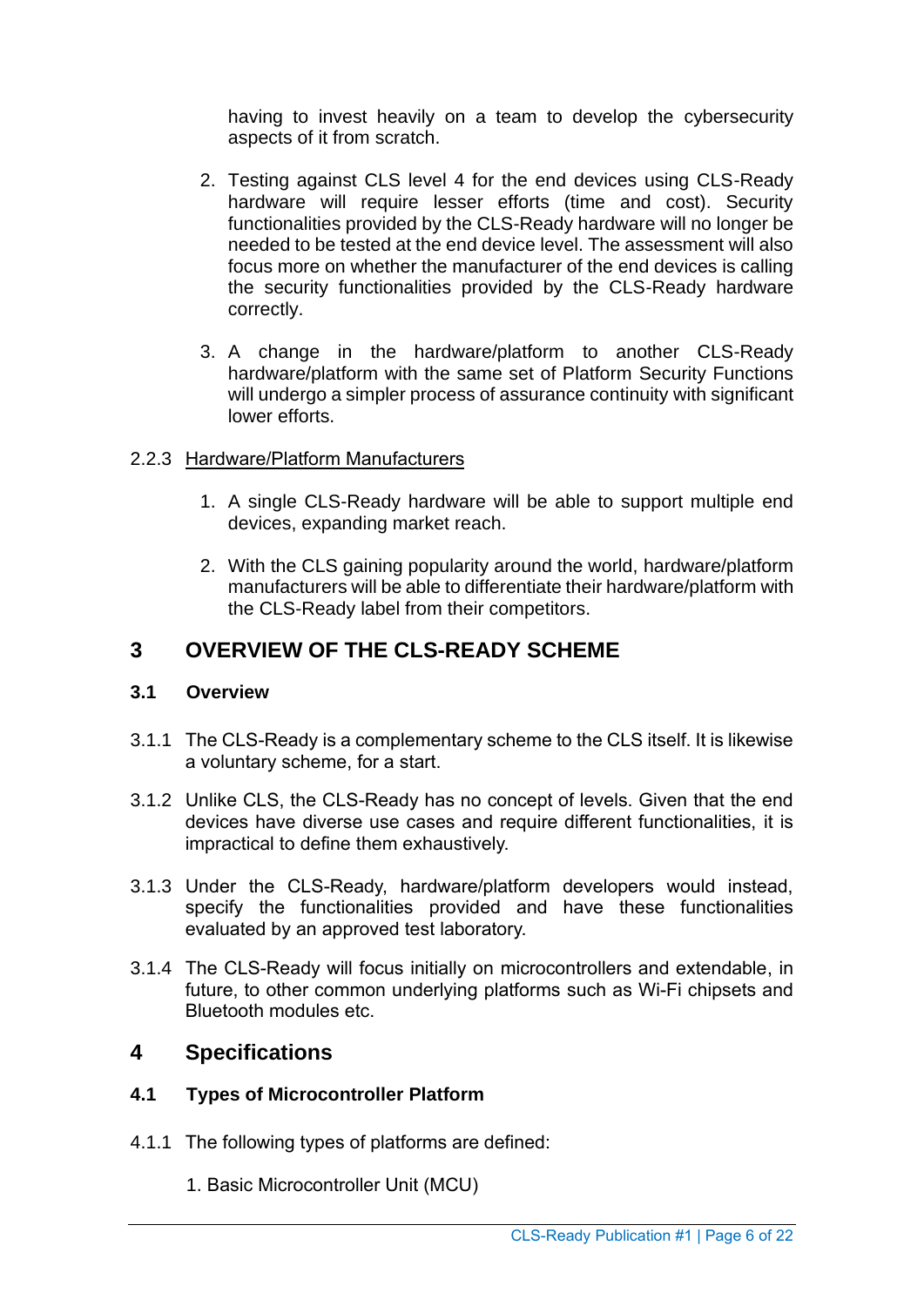having to invest heavily on a team to develop the cybersecurity aspects of it from scratch.

2. Testing against CLS level 4 for the end devices using CLS-Ready hardware will require lesser efforts (time and cost). Security functionalities provided by the CLS-Ready hardware will no longer be needed to be tested at the end device level. The assessment will also focus more on whether the manufacturer of the end devices is calling the security functionalities provided by the CLS-Ready hardware correctly.

3. A change in the hardware/platform to another CLS-Ready hardware/platform with the same set of Platform Security Functions will undergo a simpler process of assurance continuity with significant lower efforts.

2.2.3 Hardware/Platform Manufacturers

1. A single CLS-Ready hardware will be able to support multiple end devices, expanding market reach.

2. With the CLS gaining popularity around the world, hardware/platform manufacturers will be able to differentiate their hardware/platform with the CLS-Ready label from their competitors.

# 3 OVERVIEW OF THE CLS-READY SCHEME

## 3.1 Overview

3.1.1 The CLS-Ready is a complementary scheme to the CLS itself. It is likewise a voluntary scheme, for a start.

3.1.2 Unlike CLS, the CLS-Ready has no concept of levels. Given that the end devices have diverse use cases and require different functionalities, it is impractical to define them exhaustively.

3.1.3 Under the CLS-Ready, hardware/platform developers would instead, specify the functionalities provided and have these functionalities evaluated by an approved test laboratory.

3.1.4 The CLS-Ready will focus initially on microcontrollers and extendable, in future, to other common underlying platforms such as Wi-Fi chipsets and Bluetooth modules etc.

# 4 Specifications

## 4.1 Types of Microcontroller Platform

4.1.1 The following types of platforms are defined:

1. Basic Microcontroller Unit (MCU)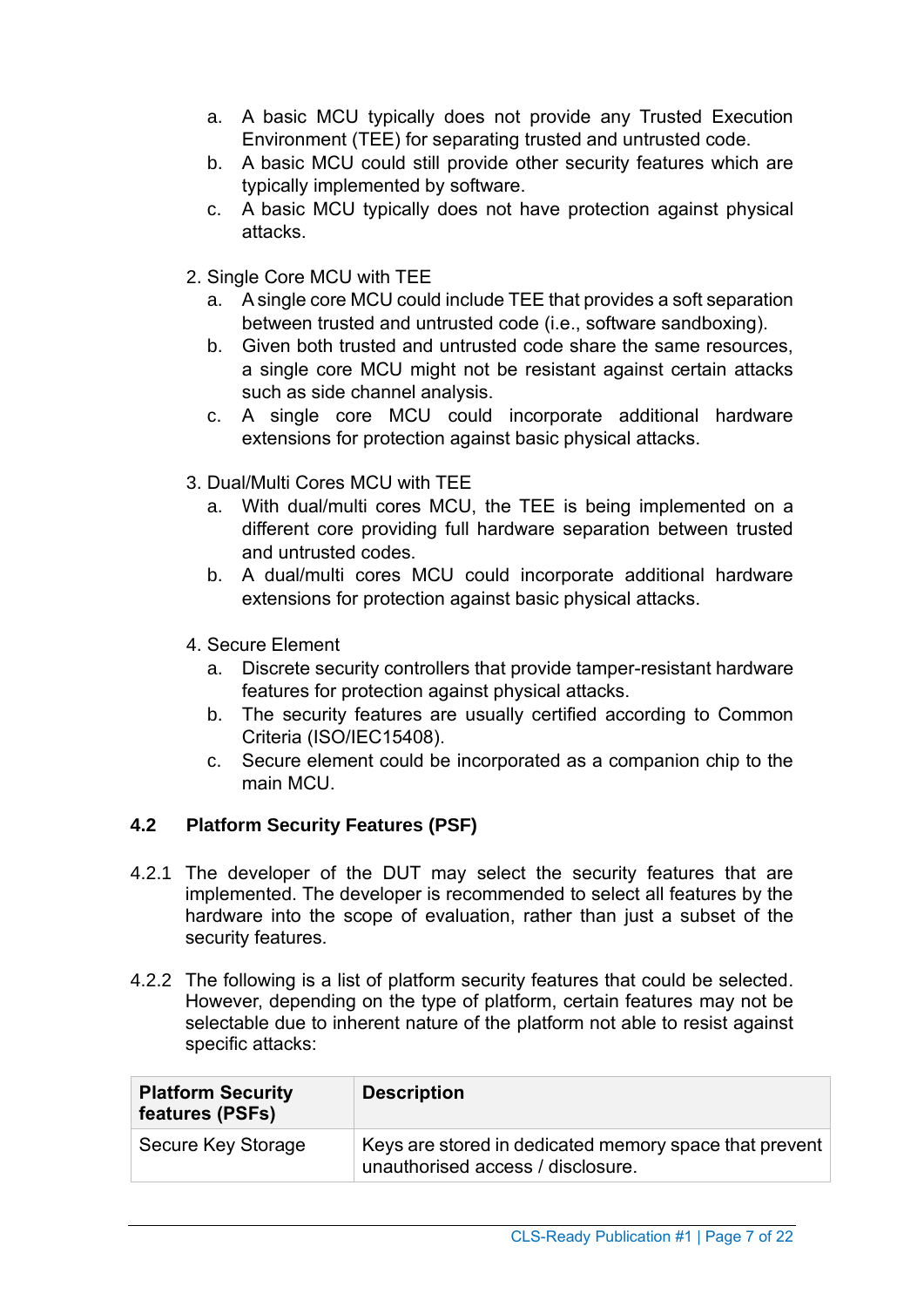a. A basic MCU typically does not provide any Trusted Execution Environment (TEE) for separating trusted and untrusted code.
   b. A basic MCU could still provide other security features which are typically implemented by software.
   c. A basic MCU typically does not have protection against physical attacks.

2. Single Core MCU with TEE
   a. A single core MCU could include TEE that provides a soft separation between trusted and untrusted code (i.e., software sandboxing).
   b. Given both trusted and untrusted code share the same resources, a single core MCU might not be resistant against certain attacks such as side channel analysis.
   c. A single core MCU could incorporate additional hardware extensions for protection against basic physical attacks.

3. Dual/Multi Cores MCU with TEE
   a. With dual/multi cores MCU, the TEE is being implemented on a different core providing full hardware separation between trusted and untrusted codes.
   b. A dual/multi cores MCU could incorporate additional hardware extensions for protection against basic physical attacks.

4. Secure Element
   a. Discrete security controllers that provide tamper-resistant hardware features for protection against physical attacks.
   b. The security features are usually certified according to Common Criteria (ISO/IEC15408).
   c. Secure element could be incorporated as a companion chip to the main MCU.

### 4.2 Platform Security Features (PSF)

4.2.1 The developer of the DUT may select the security features that are implemented. The developer is recommended to select all features by the hardware into the scope of evaluation, rather than just a subset of the security features.

4.2.2 The following is a list of platform security features that could be selected. However, depending on the type of platform, certain features may not be selectable due to inherent nature of the platform not able to resist against specific attacks:

| Platform Security features (PSFs) | Description |
|---|---|
| Secure Key Storage | Keys are stored in dedicated memory space that prevent unauthorised access / disclosure. |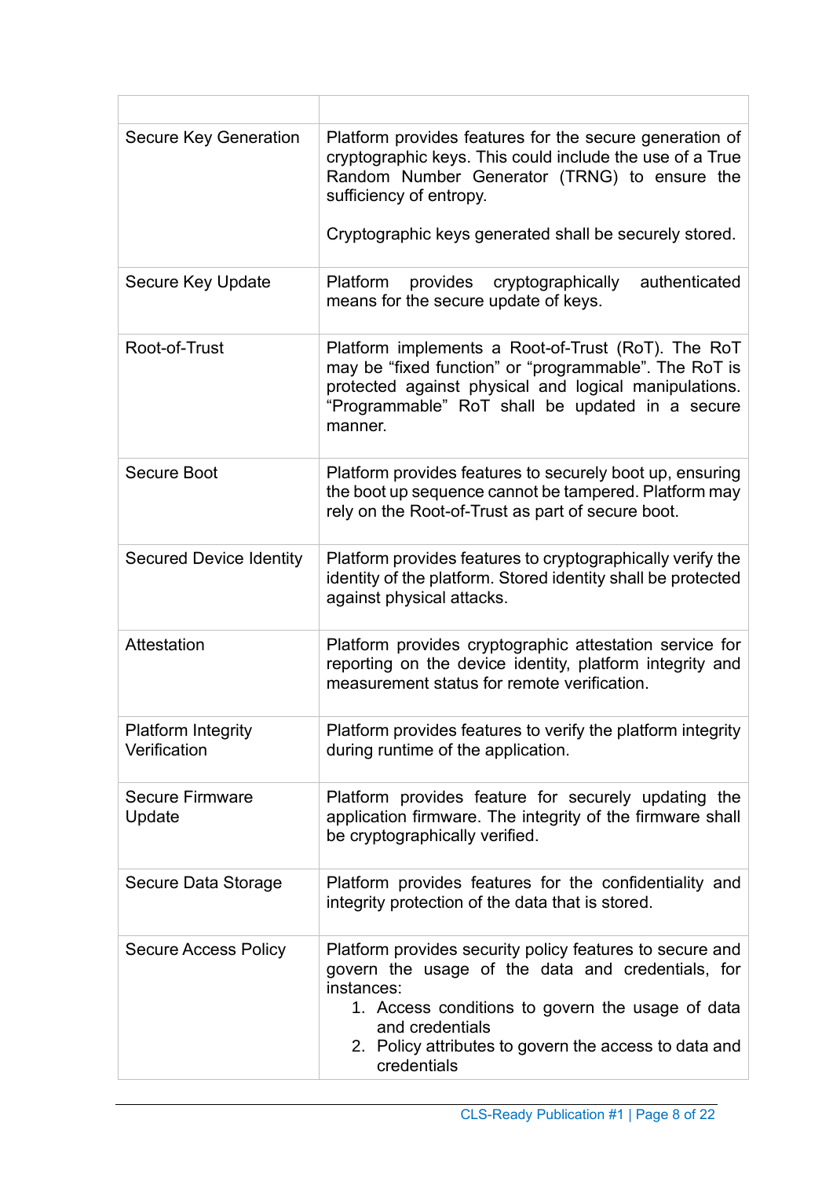| | |
|---|---|
| Secure Key Generation | Platform provides features for the secure generation of cryptographic keys. This could include the use of a True Random Number Generator (TRNG) to ensure the sufficiency of entropy.<br><br>Cryptographic keys generated shall be securely stored. |
| Secure Key Update | Platform provides cryptographically authenticated means for the secure update of keys. |
| Root-of-Trust | Platform implements a Root-of-Trust (RoT). The RoT may be “fixed function” or “programmable”. The RoT is protected against physical and logical manipulations. “Programmable” RoT shall be updated in a secure manner. |
| Secure Boot | Platform provides features to securely boot up, ensuring the boot up sequence cannot be tampered. Platform may rely on the Root-of-Trust as part of secure boot. |
| Secured Device Identity | Platform provides features to cryptographically verify the identity of the platform. Stored identity shall be protected against physical attacks. |
| Attestation | Platform provides cryptographic attestation service for reporting on the device identity, platform integrity and measurement status for remote verification. |
| Platform Integrity Verification | Platform provides features to verify the platform integrity during runtime of the application. |
| Secure Firmware Update | Platform provides feature for securely updating the application firmware. The integrity of the firmware shall be cryptographically verified. |
| Secure Data Storage | Platform provides features for the confidentiality and integrity protection of the data that is stored. |
| Secure Access Policy | Platform provides security policy features to secure and govern the usage of the data and credentials, for instances:<br>1. Access conditions to govern the usage of data and credentials<br>2. Policy attributes to govern the access to data and credentials |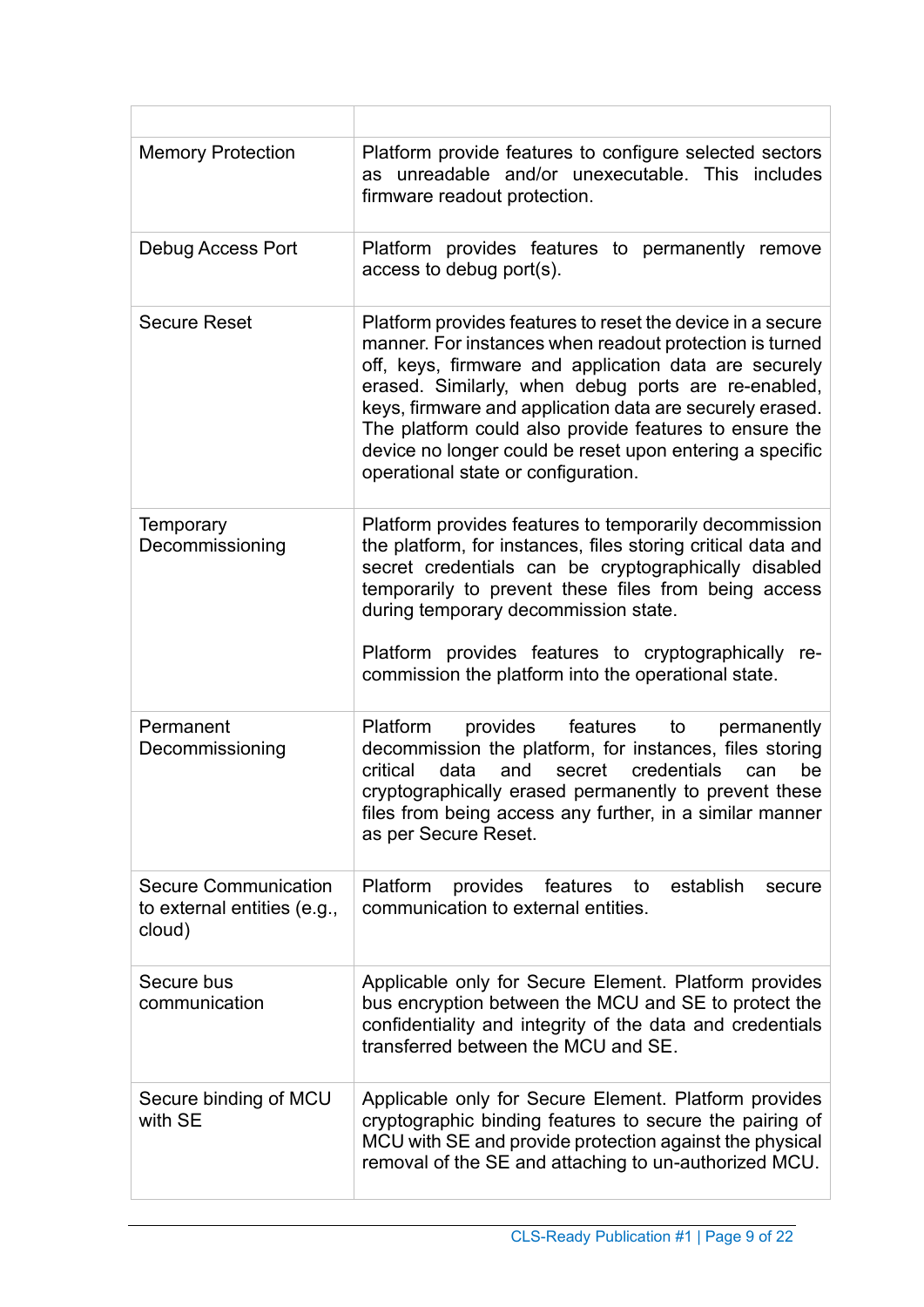| | |
|---|---|
| Memory Protection | Platform provide features to configure selected sectors as unreadable and/or unexecutable. This includes firmware readout protection. |
| Debug Access Port | Platform provides features to permanently remove access to debug port(s). |
| Secure Reset | Platform provides features to reset the device in a secure manner. For instances when readout protection is turned off, keys, firmware and application data are securely erased. Similarly, when debug ports are re-enabled, keys, firmware and application data are securely erased. The platform could also provide features to ensure the device no longer could be reset upon entering a specific operational state or configuration. |
| Temporary Decommissioning | Platform provides features to temporarily decommission the platform, for instances, files storing critical data and secret credentials can be cryptographically disabled temporarily to prevent these files from being access during temporary decommission state.<br><br>Platform provides features to cryptographically re-commission the platform into the operational state. |
| Permanent Decommissioning | Platform provides features to permanently decommission the platform, for instances, files storing critical data and secret credentials can be cryptographically erased permanently to prevent these files from being access any further, in a similar manner as per Secure Reset. |
| Secure Communication to external entities (e.g., cloud) | Platform provides features to establish secure communication to external entities. |
| Secure bus communication | Applicable only for Secure Element. Platform provides bus encryption between the MCU and SE to protect the confidentiality and integrity of the data and credentials transferred between the MCU and SE. |
| Secure binding of MCU with SE | Applicable only for Secure Element. Platform provides cryptographic binding features to secure the pairing of MCU with SE and provide protection against the physical removal of the SE and attaching to un-authorized MCU. |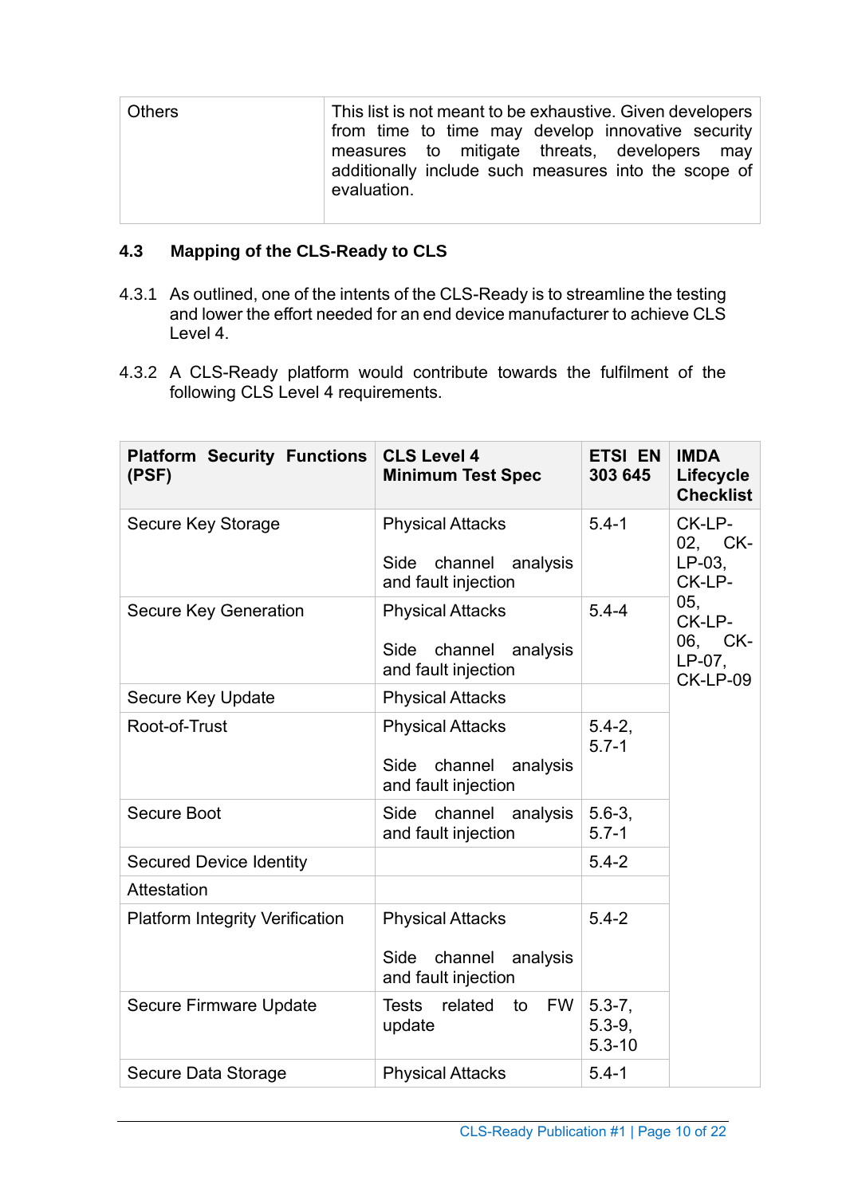| Others | This list is not meant to be exhaustive. Given developers from time to time may develop innovative security measures to mitigate threats, developers may additionally include such measures into the scope of evaluation. |
|---|---|

### 4.3 Mapping of the CLS-Ready to CLS

4.3.1 As outlined, one of the intents of the CLS-Ready is to streamline the testing and lower the effort needed for an end device manufacturer to achieve CLS Level 4.

4.3.2 A CLS-Ready platform would contribute towards the fulfilment of the following CLS Level 4 requirements.

| Platform Security Functions (PSF) | CLS Level 4 Minimum Test Spec | ETSI EN 303 645 | IMDA Lifecycle Checklist |
|---|---|---|---|
| Secure Key Storage | Physical Attacks<br><br>Side channel analysis and fault injection | 5.4-1 | CK-LP-02, CK-LP-03, CK-LP-05, CK-LP-06, CK-LP-07, CK-LP-09 |
| Secure Key Generation | Physical Attacks<br><br>Side channel analysis and fault injection | 5.4-4 | |
| Secure Key Update | Physical Attacks | | |
| Root-of-Trust | Physical Attacks<br><br>Side channel analysis and fault injection | 5.4-2, 5.7-1 | |
| Secure Boot | Side channel analysis and fault injection | 5.6-3, 5.7-1 | |
| Secured Device Identity | | 5.4-2 | |
| Attestation | | | |
| Platform Integrity Verification | Physical Attacks<br><br>Side channel analysis and fault injection | 5.4-2 | |
| Secure Firmware Update | Tests related to FW update | 5.3-7, 5.3-9, 5.3-10 | |
| Secure Data Storage | Physical Attacks | 5.4-1 | |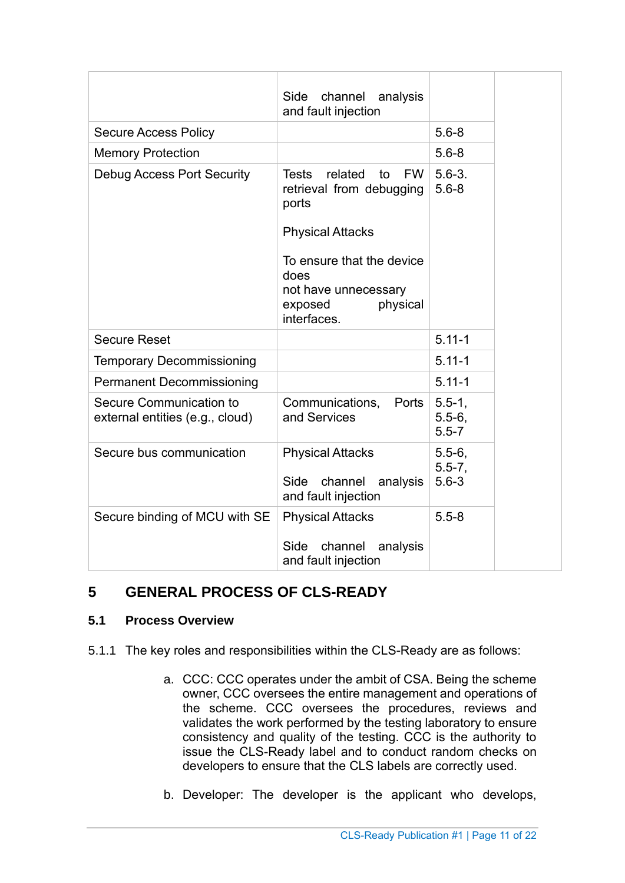| | | | |
|---|---|---|---|
| | Side channel analysis and fault injection | | |
| Secure Access Policy | | 5.6-8 | |
| Memory Protection | | 5.6-8 | |
| Debug Access Port Security | Tests related to FW retrieval from debugging ports<br><br>Physical Attacks<br><br>To ensure that the device does not have unnecessary exposed physical interfaces. | 5.6-3. 5.6-8 | |
| Secure Reset | | 5.11-1 | |
| Temporary Decommissioning | | 5.11-1 | |
| Permanent Decommissioning | | 5.11-1 | |
| Secure Communication to external entities (e.g., cloud) | Communications, Ports and Services | 5.5-1, 5.5-6, 5.5-7 | |
| Secure bus communication | Physical Attacks<br><br>Side channel analysis and fault injection | 5.5-6, 5.5-7, 5.6-3 | |
| Secure binding of MCU with SE | Physical Attacks<br><br>Side channel analysis and fault injection | 5.5-8 | |

# 5 GENERAL PROCESS OF CLS-READY

## 5.1 Process Overview

5.1.1 The key roles and responsibilities within the CLS-Ready are as follows:

a. CCC: CCC operates under the ambit of CSA. Being the scheme owner, CCC oversees the entire management and operations of the scheme. CCC oversees the procedures, reviews and validates the work performed by the testing laboratory to ensure consistency and quality of the testing. CCC is the authority to issue the CLS-Ready label and to conduct random checks on developers to ensure that the CLS labels are correctly used.

b. Developer: The developer is the applicant who develops,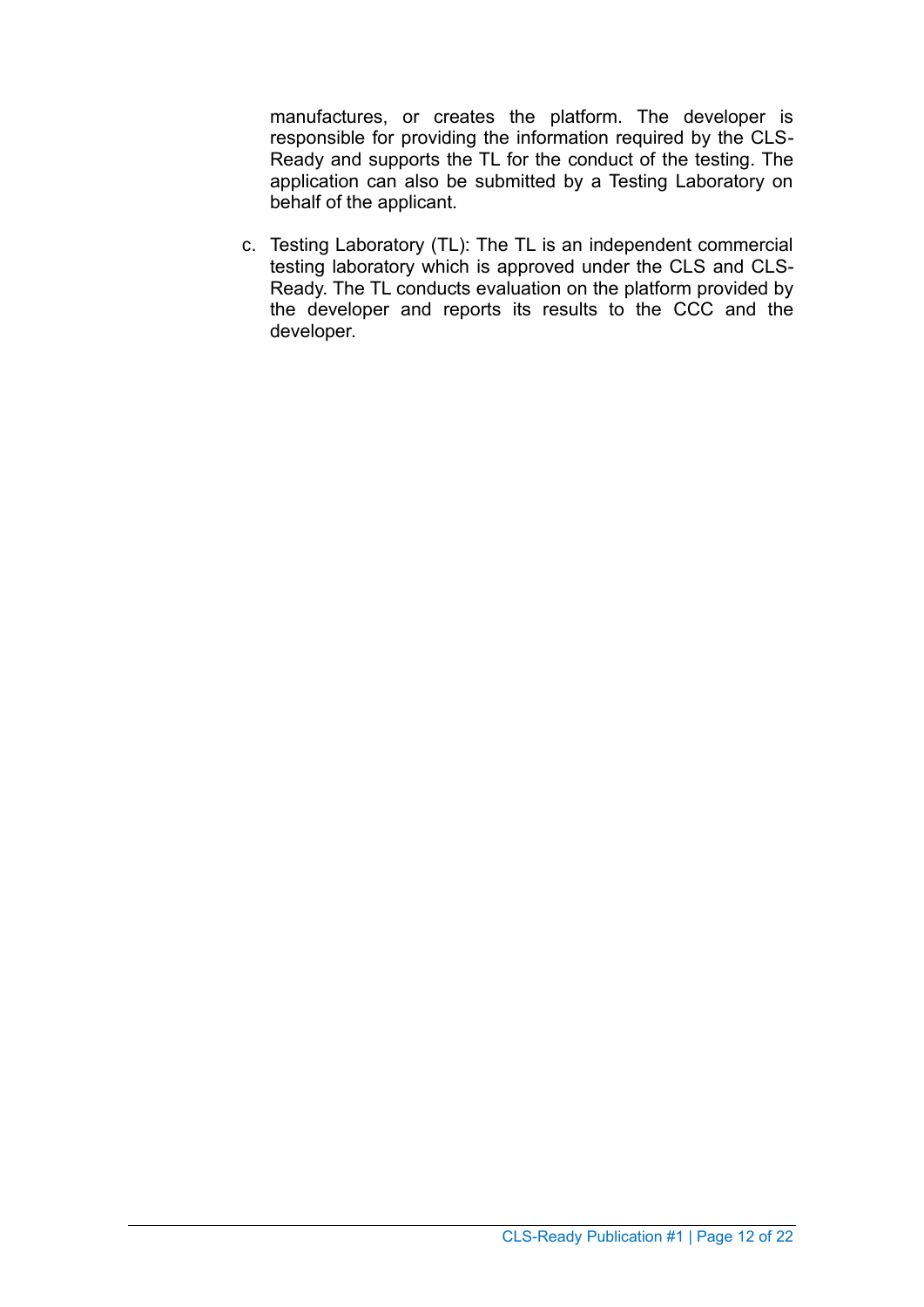manufactures, or creates the platform. The developer is responsible for providing the information required by the CLS-Ready and supports the TL for the conduct of the testing. The application can also be submitted by a Testing Laboratory on behalf of the applicant.

c. Testing Laboratory (TL): The TL is an independent commercial testing laboratory which is approved under the CLS and CLS-Ready. The TL conducts evaluation on the platform provided by the developer and reports its results to the CCC and the developer.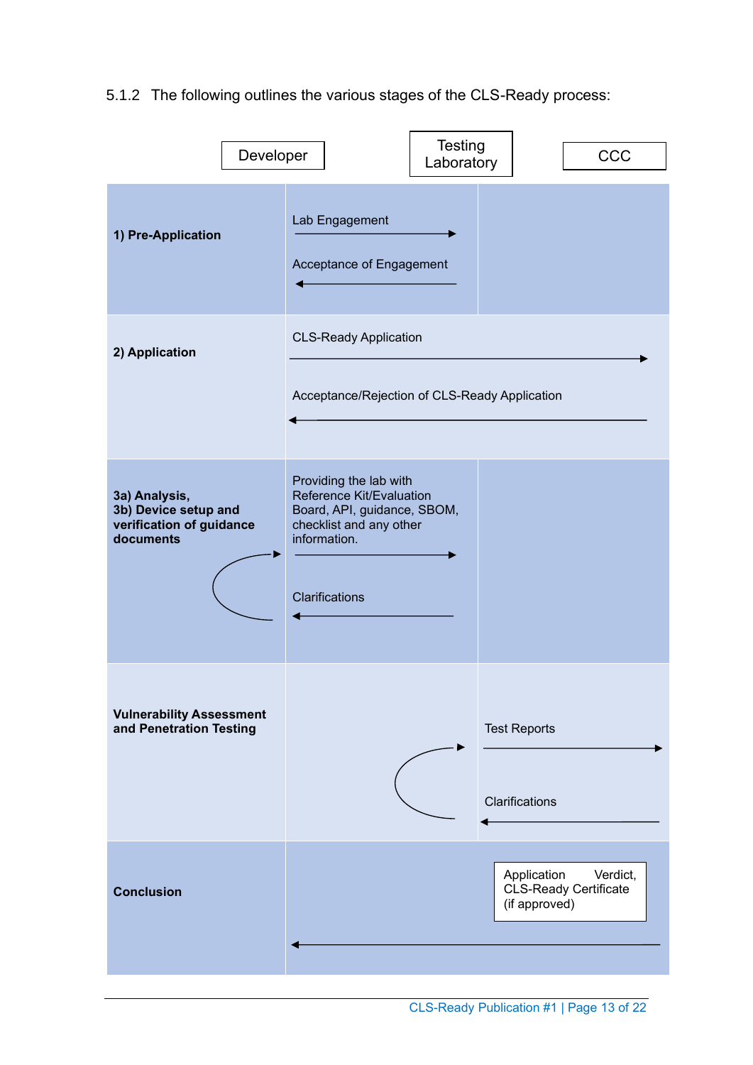5.1.2 The following outlines the various stages of the CLS-Ready process:

| Stage | Developer → Testing Laboratory | Testing Laboratory → CCC |
|---|---|---|
| | **Developer** | **Testing Laboratory** / **CCC** |
| **1) Pre-Application** | Lab Engagement → <br> ← Acceptance of Engagement | |
| **2) Application** | CLS-Ready Application → (to CCC) <br> ← Acceptance/Rejection of CLS-Ready Application (from CCC) | |
| **3a) Analysis, 3b) Device setup and verification of guidance documents** | Providing the lab with Reference Kit/Evaluation Board, API, guidance, SBOM, checklist and any other information. → <br> ← Clarifications | |
| **Vulnerability Assessment and Penetration Testing** | | Test Reports → <br> ← Clarifications |
| **Conclusion** | ← Application Verdict, CLS-Ready Certificate (if approved) (from CCC) | |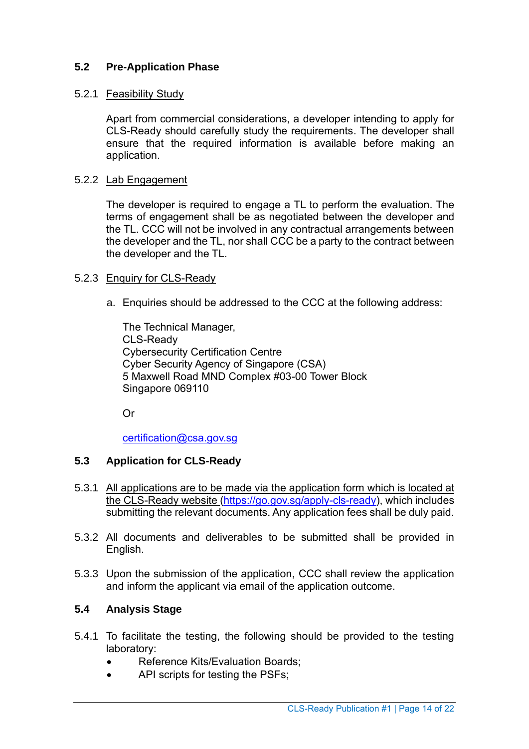## 5.2 Pre-Application Phase

5.2.1 Feasibility Study

Apart from commercial considerations, a developer intending to apply for CLS-Ready should carefully study the requirements. The developer shall ensure that the required information is available before making an application.

5.2.2 Lab Engagement

The developer is required to engage a TL to perform the evaluation. The terms of engagement shall be as negotiated between the developer and the TL. CCC will not be involved in any contractual arrangements between the developer and the TL, nor shall CCC be a party to the contract between the developer and the TL.

5.2.3 Enquiry for CLS-Ready

a. Enquiries should be addressed to the CCC at the following address:

The Technical Manager,  
CLS-Ready  
Cybersecurity Certification Centre  
Cyber Security Agency of Singapore (CSA)  
5 Maxwell Road MND Complex #03-00 Tower Block  
Singapore 069110

Or

certification@csa.gov.sg

## 5.3 Application for CLS-Ready

5.3.1 All applications are to be made via the application form which is located at the CLS-Ready website (https://go.gov.sg/apply-cls-ready), which includes submitting the relevant documents. Any application fees shall be duly paid.

5.3.2 All documents and deliverables to be submitted shall be provided in English.

5.3.3 Upon the submission of the application, CCC shall review the application and inform the applicant via email of the application outcome.

## 5.4 Analysis Stage

5.4.1 To facilitate the testing, the following should be provided to the testing laboratory:

- Reference Kits/Evaluation Boards;
- API scripts for testing the PSFs;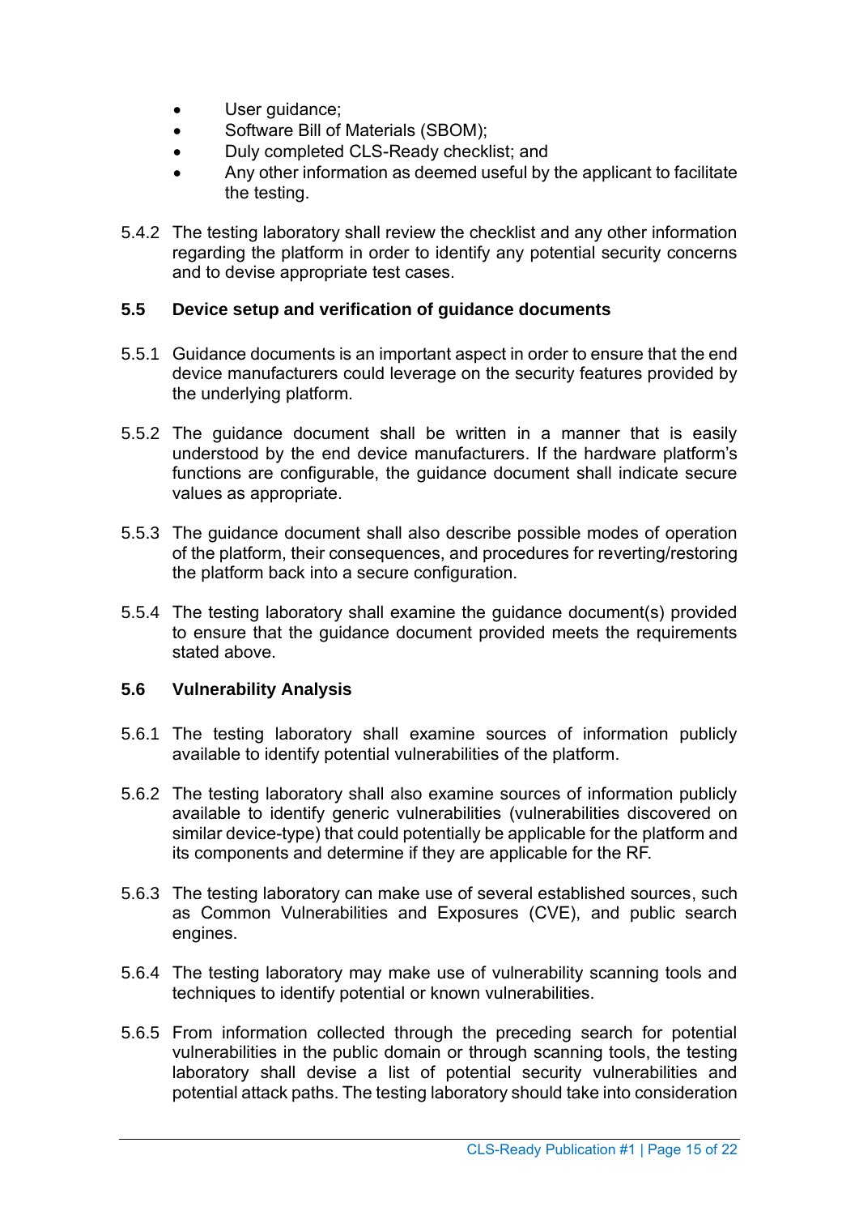- User guidance;
- Software Bill of Materials (SBOM);
- Duly completed CLS-Ready checklist; and
- Any other information as deemed useful by the applicant to facilitate the testing.

5.4.2 The testing laboratory shall review the checklist and any other information regarding the platform in order to identify any potential security concerns and to devise appropriate test cases.

### 5.5 Device setup and verification of guidance documents

5.5.1 Guidance documents is an important aspect in order to ensure that the end device manufacturers could leverage on the security features provided by the underlying platform.

5.5.2 The guidance document shall be written in a manner that is easily understood by the end device manufacturers. If the hardware platform's functions are configurable, the guidance document shall indicate secure values as appropriate.

5.5.3 The guidance document shall also describe possible modes of operation of the platform, their consequences, and procedures for reverting/restoring the platform back into a secure configuration.

5.5.4 The testing laboratory shall examine the guidance document(s) provided to ensure that the guidance document provided meets the requirements stated above.

### 5.6 Vulnerability Analysis

5.6.1 The testing laboratory shall examine sources of information publicly available to identify potential vulnerabilities of the platform.

5.6.2 The testing laboratory shall also examine sources of information publicly available to identify generic vulnerabilities (vulnerabilities discovered on similar device-type) that could potentially be applicable for the platform and its components and determine if they are applicable for the RF.

5.6.3 The testing laboratory can make use of several established sources, such as Common Vulnerabilities and Exposures (CVE), and public search engines.

5.6.4 The testing laboratory may make use of vulnerability scanning tools and techniques to identify potential or known vulnerabilities.

5.6.5 From information collected through the preceding search for potential vulnerabilities in the public domain or through scanning tools, the testing laboratory shall devise a list of potential security vulnerabilities and potential attack paths. The testing laboratory should take into consideration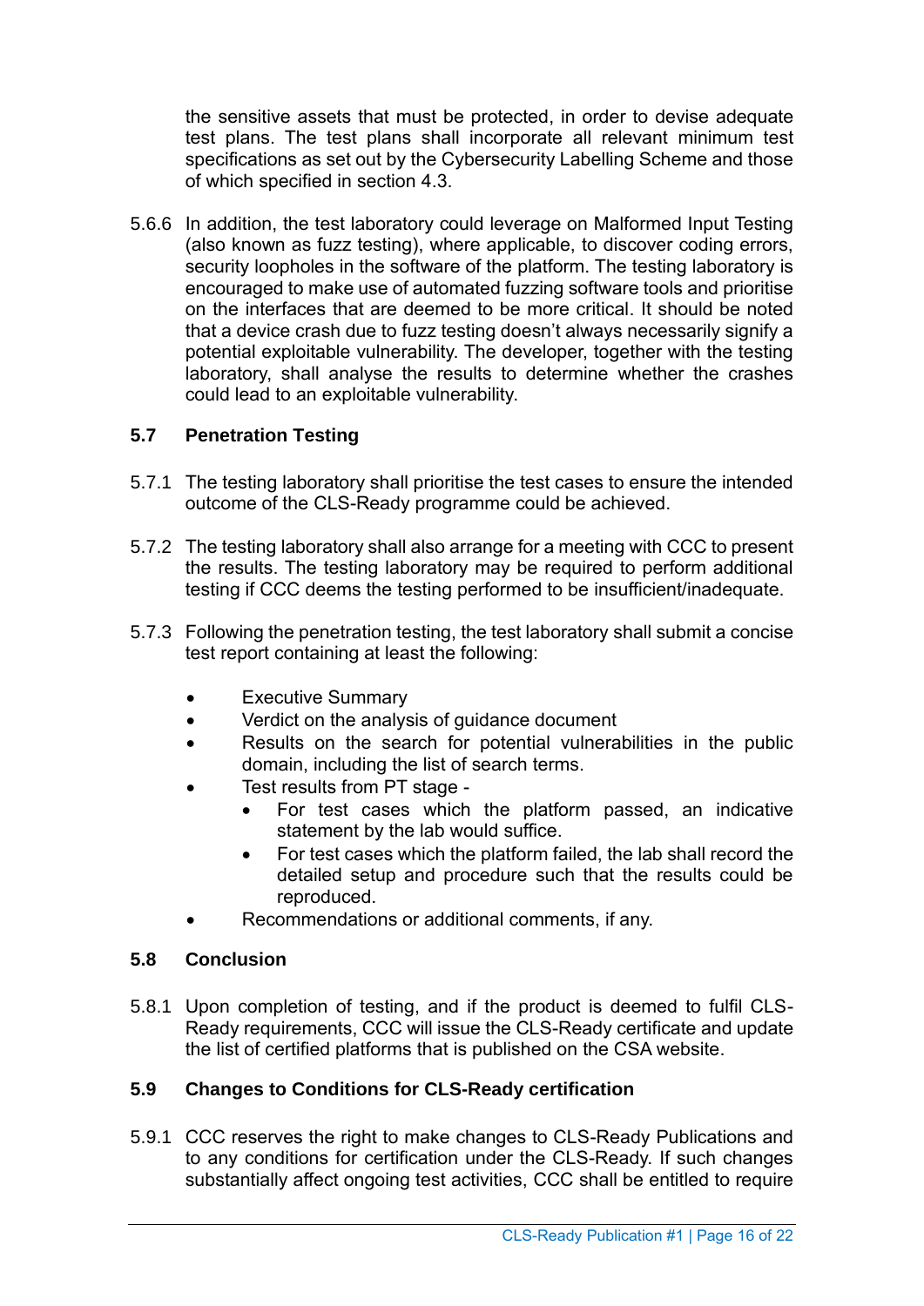the sensitive assets that must be protected, in order to devise adequate test plans. The test plans shall incorporate all relevant minimum test specifications as set out by the Cybersecurity Labelling Scheme and those of which specified in section 4.3.

5.6.6 In addition, the test laboratory could leverage on Malformed Input Testing (also known as fuzz testing), where applicable, to discover coding errors, security loopholes in the software of the platform. The testing laboratory is encouraged to make use of automated fuzzing software tools and prioritise on the interfaces that are deemed to be more critical. It should be noted that a device crash due to fuzz testing doesn't always necessarily signify a potential exploitable vulnerability. The developer, together with the testing laboratory, shall analyse the results to determine whether the crashes could lead to an exploitable vulnerability.

### 5.7 Penetration Testing

5.7.1 The testing laboratory shall prioritise the test cases to ensure the intended outcome of the CLS-Ready programme could be achieved.

5.7.2 The testing laboratory shall also arrange for a meeting with CCC to present the results. The testing laboratory may be required to perform additional testing if CCC deems the testing performed to be insufficient/inadequate.

5.7.3 Following the penetration testing, the test laboratory shall submit a concise test report containing at least the following:

- Executive Summary
- Verdict on the analysis of guidance document
- Results on the search for potential vulnerabilities in the public domain, including the list of search terms.
- Test results from PT stage -
  - For test cases which the platform passed, an indicative statement by the lab would suffice.
  - For test cases which the platform failed, the lab shall record the detailed setup and procedure such that the results could be reproduced.
- Recommendations or additional comments, if any.

### 5.8 Conclusion

5.8.1 Upon completion of testing, and if the product is deemed to fulfil CLS-Ready requirements, CCC will issue the CLS-Ready certificate and update the list of certified platforms that is published on the CSA website.

### 5.9 Changes to Conditions for CLS-Ready certification

5.9.1 CCC reserves the right to make changes to CLS-Ready Publications and to any conditions for certification under the CLS-Ready. If such changes substantially affect ongoing test activities, CCC shall be entitled to require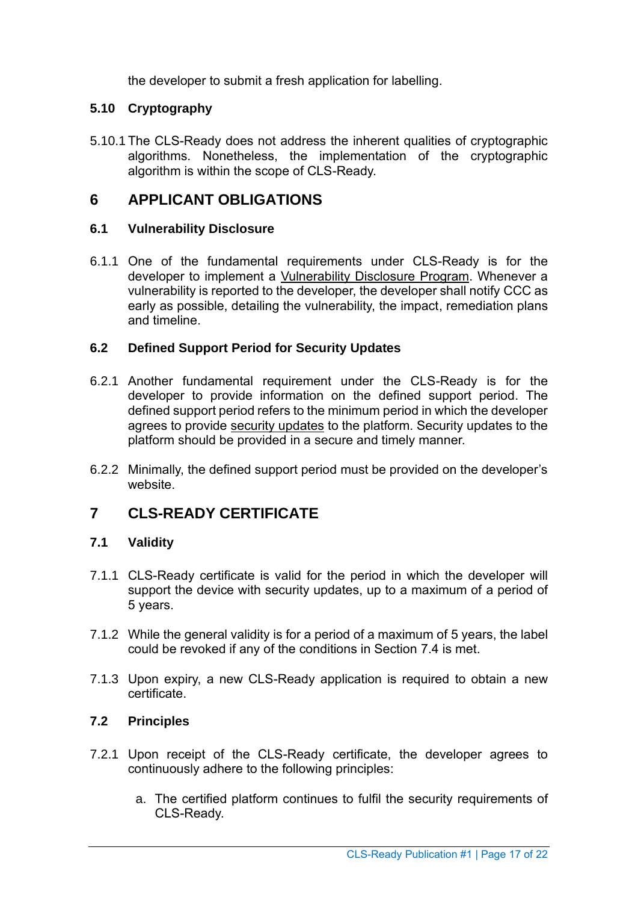the developer to submit a fresh application for labelling.

### 5.10 Cryptography

5.10.1 The CLS-Ready does not address the inherent qualities of cryptographic algorithms. Nonetheless, the implementation of the cryptographic algorithm is within the scope of CLS-Ready.

## 6 APPLICANT OBLIGATIONS

### 6.1 Vulnerability Disclosure

6.1.1 One of the fundamental requirements under CLS-Ready is for the developer to implement a Vulnerability Disclosure Program. Whenever a vulnerability is reported to the developer, the developer shall notify CCC as early as possible, detailing the vulnerability, the impact, remediation plans and timeline.

### 6.2 Defined Support Period for Security Updates

6.2.1 Another fundamental requirement under the CLS-Ready is for the developer to provide information on the defined support period. The defined support period refers to the minimum period in which the developer agrees to provide security updates to the platform. Security updates to the platform should be provided in a secure and timely manner.

6.2.2 Minimally, the defined support period must be provided on the developer's website.

## 7 CLS-READY CERTIFICATE

### 7.1 Validity

7.1.1 CLS-Ready certificate is valid for the period in which the developer will support the device with security updates, up to a maximum of a period of 5 years.

7.1.2 While the general validity is for a period of a maximum of 5 years, the label could be revoked if any of the conditions in Section 7.4 is met.

7.1.3 Upon expiry, a new CLS-Ready application is required to obtain a new certificate.

### 7.2 Principles

7.2.1 Upon receipt of the CLS-Ready certificate, the developer agrees to continuously adhere to the following principles:

a. The certified platform continues to fulfil the security requirements of CLS-Ready.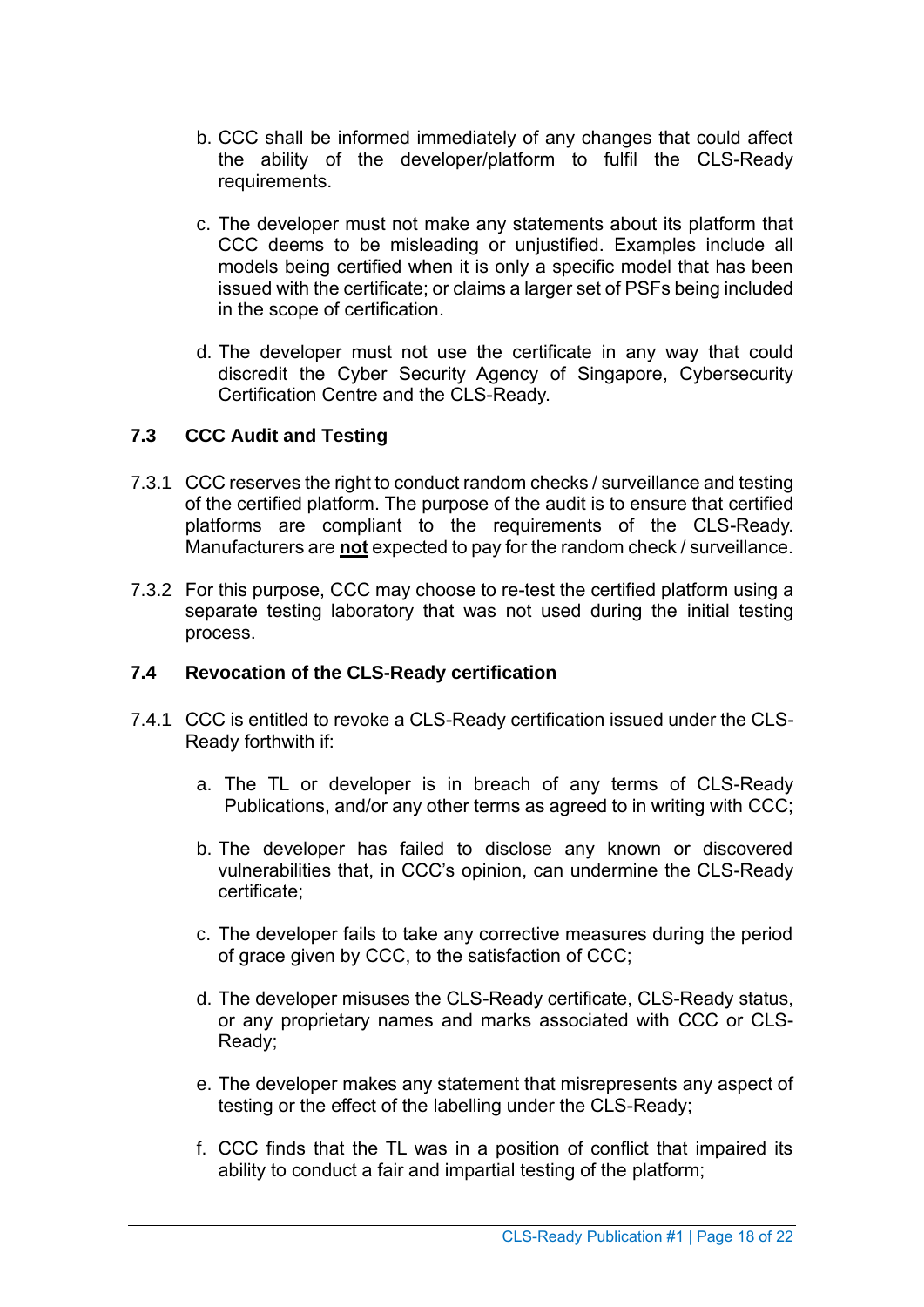b. CCC shall be informed immediately of any changes that could affect the ability of the developer/platform to fulfil the CLS-Ready requirements.

c. The developer must not make any statements about its platform that CCC deems to be misleading or unjustified. Examples include all models being certified when it is only a specific model that has been issued with the certificate; or claims a larger set of PSFs being included in the scope of certification.

d. The developer must not use the certificate in any way that could discredit the Cyber Security Agency of Singapore, Cybersecurity Certification Centre and the CLS-Ready.

### 7.3 CCC Audit and Testing

7.3.1 CCC reserves the right to conduct random checks / surveillance and testing of the certified platform. The purpose of the audit is to ensure that certified platforms are compliant to the requirements of the CLS-Ready. Manufacturers are **not** expected to pay for the random check / surveillance.

7.3.2 For this purpose, CCC may choose to re-test the certified platform using a separate testing laboratory that was not used during the initial testing process.

### 7.4 Revocation of the CLS-Ready certification

7.4.1 CCC is entitled to revoke a CLS-Ready certification issued under the CLS-Ready forthwith if:

a. The TL or developer is in breach of any terms of CLS-Ready Publications, and/or any other terms as agreed to in writing with CCC;

b. The developer has failed to disclose any known or discovered vulnerabilities that, in CCC's opinion, can undermine the CLS-Ready certificate;

c. The developer fails to take any corrective measures during the period of grace given by CCC, to the satisfaction of CCC;

d. The developer misuses the CLS-Ready certificate, CLS-Ready status, or any proprietary names and marks associated with CCC or CLS-Ready;

e. The developer makes any statement that misrepresents any aspect of testing or the effect of the labelling under the CLS-Ready;

f. CCC finds that the TL was in a position of conflict that impaired its ability to conduct a fair and impartial testing of the platform;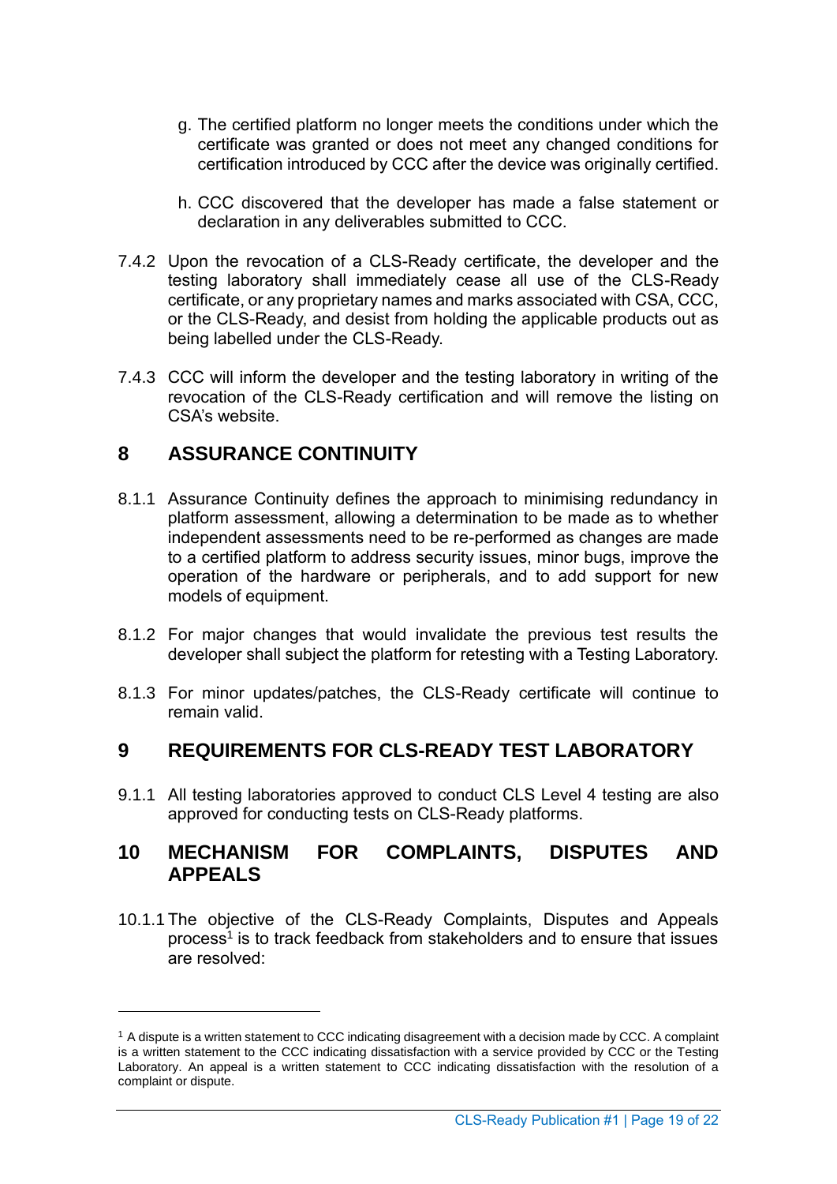g. The certified platform no longer meets the conditions under which the certificate was granted or does not meet any changed conditions for certification introduced by CCC after the device was originally certified.

h. CCC discovered that the developer has made a false statement or declaration in any deliverables submitted to CCC.

7.4.2 Upon the revocation of a CLS-Ready certificate, the developer and the testing laboratory shall immediately cease all use of the CLS-Ready certificate, or any proprietary names and marks associated with CSA, CCC, or the CLS-Ready, and desist from holding the applicable products out as being labelled under the CLS-Ready.

7.4.3 CCC will inform the developer and the testing laboratory in writing of the revocation of the CLS-Ready certification and will remove the listing on CSA's website.

## 8 ASSURANCE CONTINUITY

8.1.1 Assurance Continuity defines the approach to minimising redundancy in platform assessment, allowing a determination to be made as to whether independent assessments need to be re-performed as changes are made to a certified platform to address security issues, minor bugs, improve the operation of the hardware or peripherals, and to add support for new models of equipment.

8.1.2 For major changes that would invalidate the previous test results the developer shall subject the platform for retesting with a Testing Laboratory.

8.1.3 For minor updates/patches, the CLS-Ready certificate will continue to remain valid.

## 9 REQUIREMENTS FOR CLS-READY TEST LABORATORY

9.1.1 All testing laboratories approved to conduct CLS Level 4 testing are also approved for conducting tests on CLS-Ready platforms.

## 10 MECHANISM FOR COMPLAINTS, DISPUTES AND APPEALS

10.1.1 The objective of the CLS-Ready Complaints, Disputes and Appeals process[1] is to track feedback from stakeholders and to ensure that issues are resolved:

---

[1] A dispute is a written statement to CCC indicating disagreement with a decision made by CCC. A complaint is a written statement to the CCC indicating dissatisfaction with a service provided by CCC or the Testing Laboratory. An appeal is a written statement to CCC indicating dissatisfaction with the resolution of a complaint or dispute.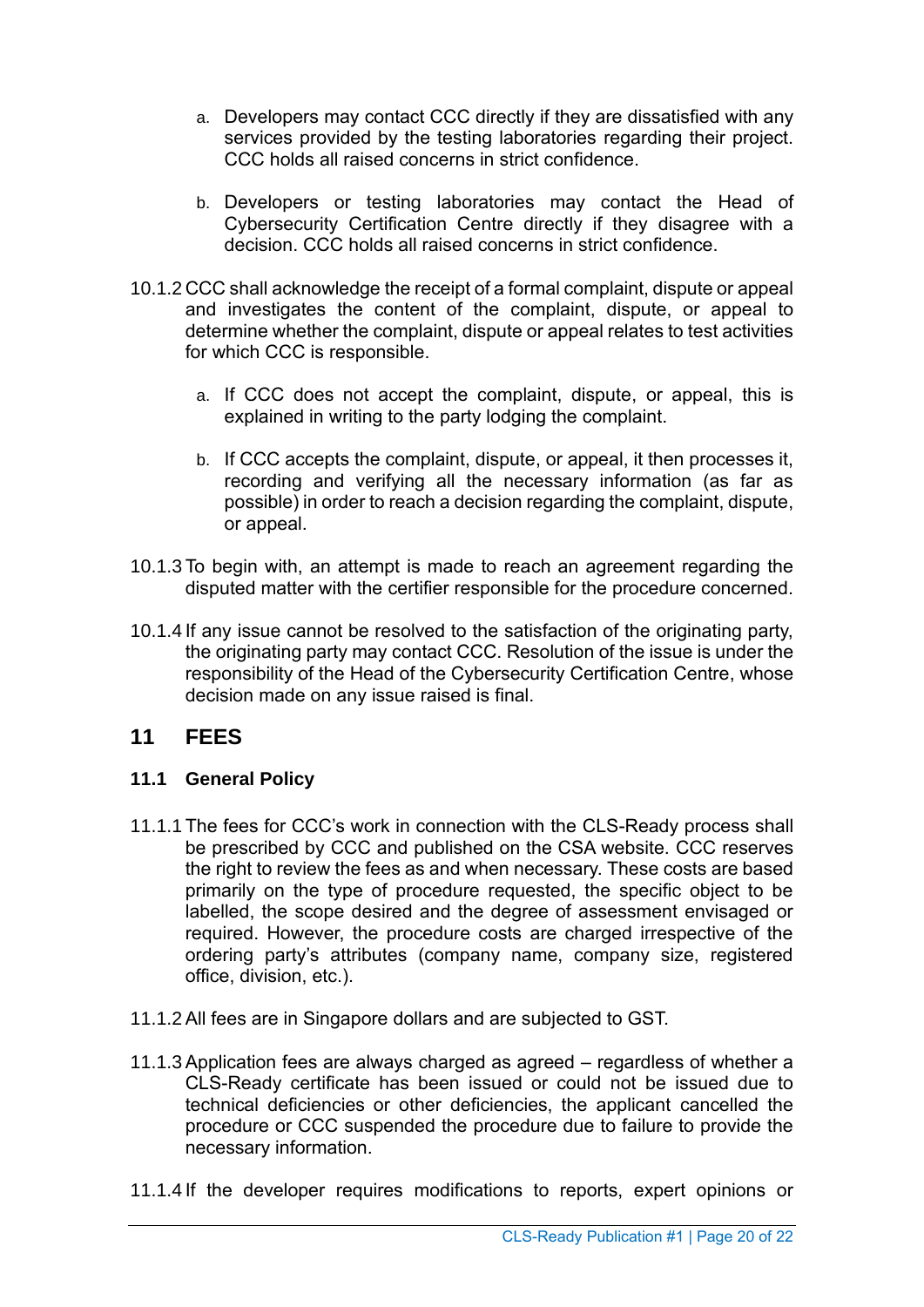a. Developers may contact CCC directly if they are dissatisfied with any services provided by the testing laboratories regarding their project. CCC holds all raised concerns in strict confidence.

b. Developers or testing laboratories may contact the Head of Cybersecurity Certification Centre directly if they disagree with a decision. CCC holds all raised concerns in strict confidence.

10.1.2 CCC shall acknowledge the receipt of a formal complaint, dispute or appeal and investigates the content of the complaint, dispute, or appeal to determine whether the complaint, dispute or appeal relates to test activities for which CCC is responsible.

a. If CCC does not accept the complaint, dispute, or appeal, this is explained in writing to the party lodging the complaint.

b. If CCC accepts the complaint, dispute, or appeal, it then processes it, recording and verifying all the necessary information (as far as possible) in order to reach a decision regarding the complaint, dispute, or appeal.

10.1.3 To begin with, an attempt is made to reach an agreement regarding the disputed matter with the certifier responsible for the procedure concerned.

10.1.4 If any issue cannot be resolved to the satisfaction of the originating party, the originating party may contact CCC. Resolution of the issue is under the responsibility of the Head of the Cybersecurity Certification Centre, whose decision made on any issue raised is final.

## 11 FEES

### 11.1 General Policy

11.1.1 The fees for CCC's work in connection with the CLS-Ready process shall be prescribed by CCC and published on the CSA website. CCC reserves the right to review the fees as and when necessary. These costs are based primarily on the type of procedure requested, the specific object to be labelled, the scope desired and the degree of assessment envisaged or required. However, the procedure costs are charged irrespective of the ordering party's attributes (company name, company size, registered office, division, etc.).

11.1.2 All fees are in Singapore dollars and are subjected to GST.

11.1.3 Application fees are always charged as agreed – regardless of whether a CLS-Ready certificate has been issued or could not be issued due to technical deficiencies or other deficiencies, the applicant cancelled the procedure or CCC suspended the procedure due to failure to provide the necessary information.

11.1.4 If the developer requires modifications to reports, expert opinions or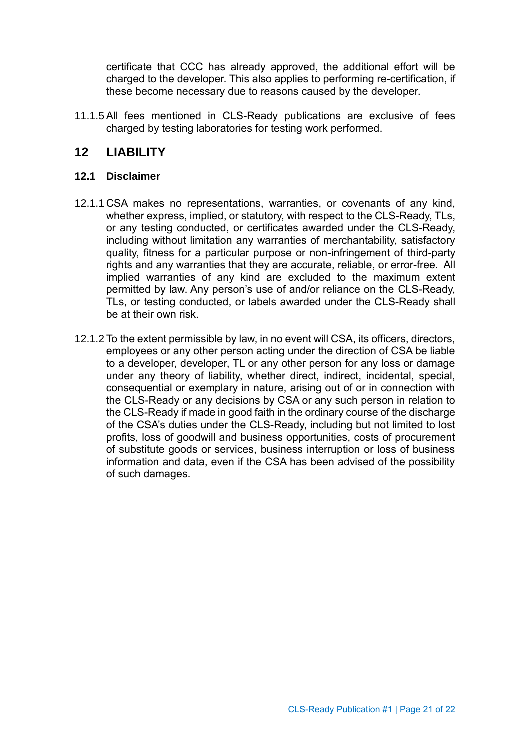certificate that CCC has already approved, the additional effort will be charged to the developer. This also applies to performing re-certification, if these become necessary due to reasons caused by the developer.

11.1.5 All fees mentioned in CLS-Ready publications are exclusive of fees charged by testing laboratories for testing work performed.

# 12 LIABILITY

## 12.1 Disclaimer

12.1.1 CSA makes no representations, warranties, or covenants of any kind, whether express, implied, or statutory, with respect to the CLS-Ready, TLs, or any testing conducted, or certificates awarded under the CLS-Ready, including without limitation any warranties of merchantability, satisfactory quality, fitness for a particular purpose or non-infringement of third-party rights and any warranties that they are accurate, reliable, or error-free. All implied warranties of any kind are excluded to the maximum extent permitted by law. Any person's use of and/or reliance on the CLS-Ready, TLs, or testing conducted, or labels awarded under the CLS-Ready shall be at their own risk.

12.1.2 To the extent permissible by law, in no event will CSA, its officers, directors, employees or any other person acting under the direction of CSA be liable to a developer, developer, TL or any other person for any loss or damage under any theory of liability, whether direct, indirect, incidental, special, consequential or exemplary in nature, arising out of or in connection with the CLS-Ready or any decisions by CSA or any such person in relation to the CLS-Ready if made in good faith in the ordinary course of the discharge of the CSA's duties under the CLS-Ready, including but not limited to lost profits, loss of goodwill and business opportunities, costs of procurement of substitute goods or services, business interruption or loss of business information and data, even if the CSA has been advised of the possibility of such damages.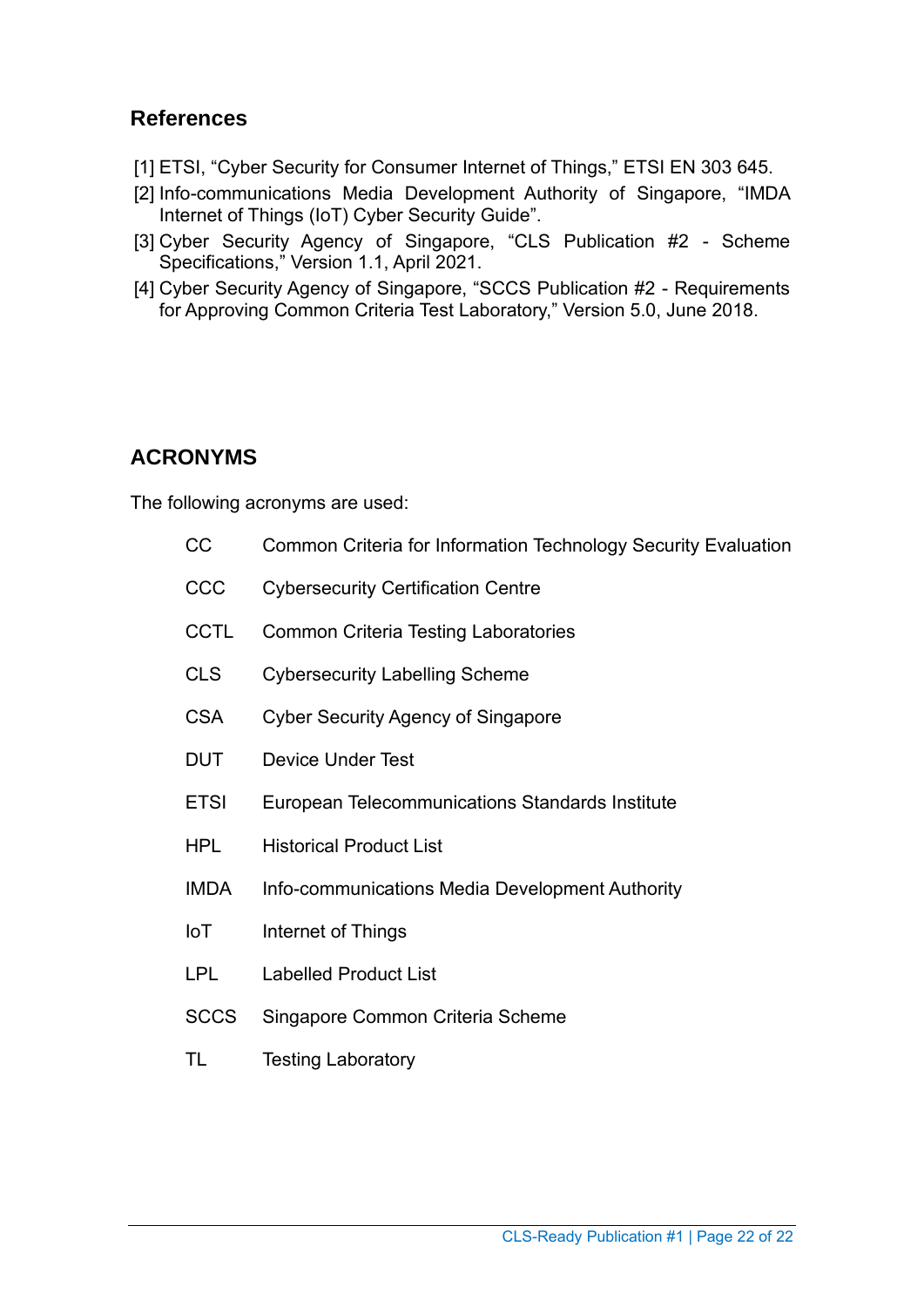## References

[1] ETSI, "Cyber Security for Consumer Internet of Things," ETSI EN 303 645.

[2] Info-communications Media Development Authority of Singapore, "IMDA Internet of Things (IoT) Cyber Security Guide".

[3] Cyber Security Agency of Singapore, "CLS Publication #2 - Scheme Specifications," Version 1.1, April 2021.

[4] Cyber Security Agency of Singapore, "SCCS Publication #2 - Requirements for Approving Common Criteria Test Laboratory," Version 5.0, June 2018.

## ACRONYMS

The following acronyms are used:

| | |
|---|---|
| CC | Common Criteria for Information Technology Security Evaluation |
| CCC | Cybersecurity Certification Centre |
| CCTL | Common Criteria Testing Laboratories |
| CLS | Cybersecurity Labelling Scheme |
| CSA | Cyber Security Agency of Singapore |
| DUT | Device Under Test |
| ETSI | European Telecommunications Standards Institute |
| HPL | Historical Product List |
| IMDA | Info-communications Media Development Authority |
| IoT | Internet of Things |
| LPL | Labelled Product List |
| SCCS | Singapore Common Criteria Scheme |
| TL | Testing Laboratory |